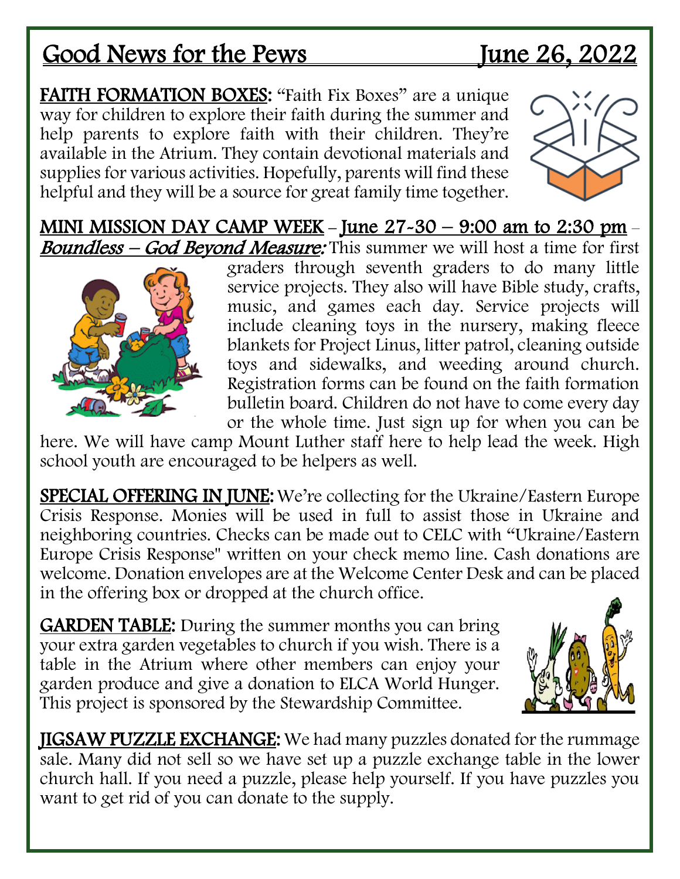# Good News for the Pews June 26, 2022

**FAITH FORMATION BOXES:** "Faith Fix Boxes" are a unique way for children to explore their faith during the summer and help parents to explore faith with their children. They're available in the Atrium. They contain devotional materials and supplies for various activities. Hopefully, parents will find these helpful and they will be a source for great family time together.

**MINI MISSION DAY CAMP WEEK** – June 27-30 – 9:00 am to 2:30 pm – ***Boundless – God Beyond Measure:*** This summer we will host a time for first graders through seventh graders to do many little service projects. They also will have Bible study, crafts, music, and games each day. Service projects will include cleaning toys in the nursery, making fleece blankets for Project Linus, litter patrol, cleaning outside toys and sidewalks, and weeding around church. Registration forms can be found on the faith formation bulletin board. Children do not have to come every day or the whole time. Just sign up for when you can be here. We will have camp Mount Luther staff here to help lead the week. High school youth are encouraged to be helpers as well.

**SPECIAL OFFERING IN JUNE:** We're collecting for the Ukraine/Eastern Europe Crisis Response. Monies will be used in full to assist those in Ukraine and neighboring countries. Checks can be made out to CELC with "Ukraine/Eastern Europe Crisis Response" written on your check memo line. Cash donations are welcome. Donation envelopes are at the Welcome Center Desk and can be placed in the offering box or dropped at the church office.

**GARDEN TABLE:** During the summer months you can bring your extra garden vegetables to church if you wish. There is a table in the Atrium where other members can enjoy your garden produce and give a donation to ELCA World Hunger. This project is sponsored by the Stewardship Committee.

**JIGSAW PUZZLE EXCHANGE:** We had many puzzles donated for the rummage sale. Many did not sell so we have set up a puzzle exchange table in the lower church hall. If you need a puzzle, please help yourself. If you have puzzles you want to get rid of you can donate to the supply.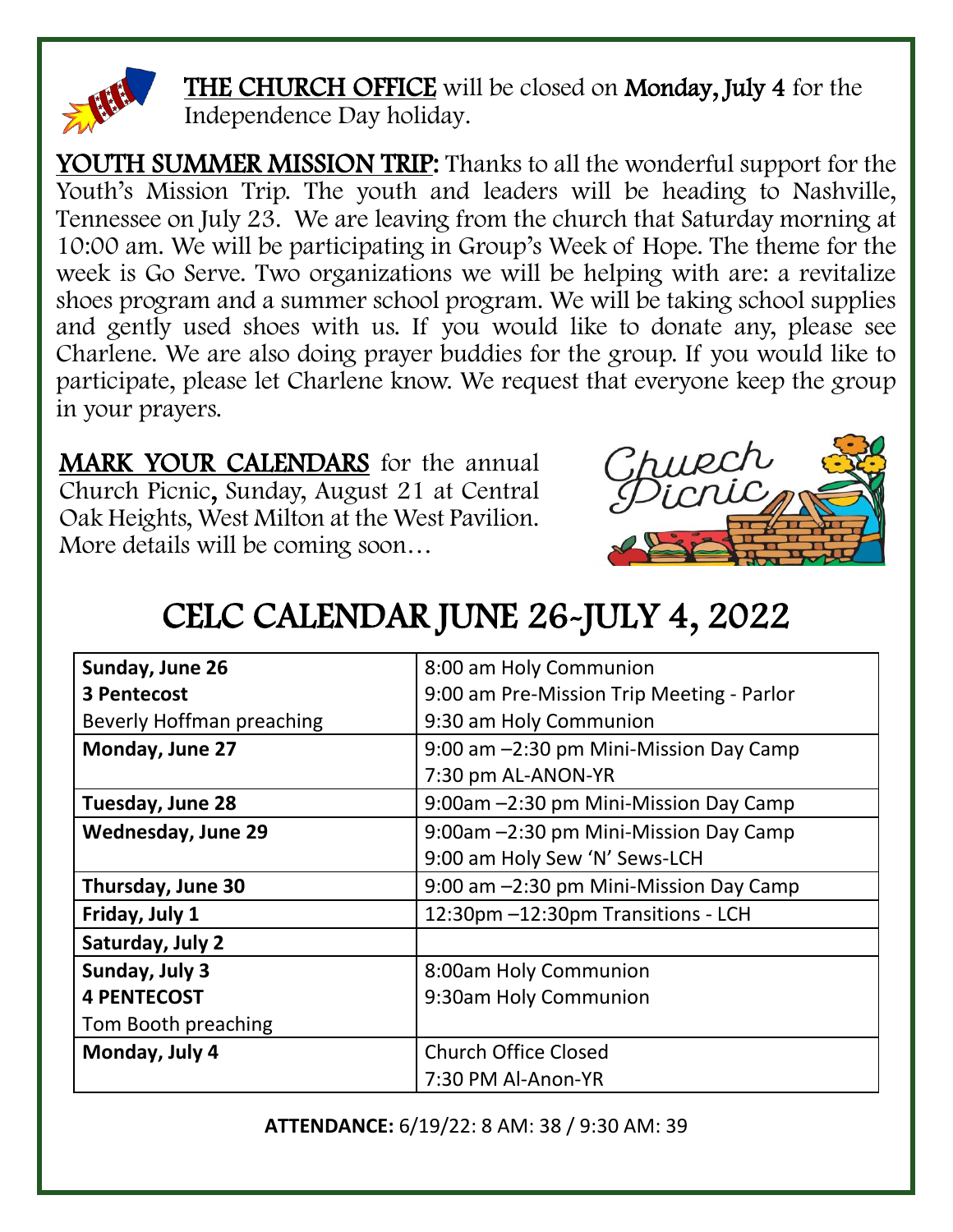**THE CHURCH OFFICE** will be closed on **Monday, July 4** for the Independence Day holiday.

**YOUTH SUMMER MISSION TRIP:** Thanks to all the wonderful support for the Youth's Mission Trip. The youth and leaders will be heading to Nashville, Tennessee on July 23. We are leaving from the church that Saturday morning at 10:00 am. We will be participating in Group's Week of Hope. The theme for the week is Go Serve. Two organizations we will be helping with are: a revitalize shoes program and a summer school program. We will be taking school supplies and gently used shoes with us. If you would like to donate any, please see Charlene. We are also doing prayer buddies for the group. If you would like to participate, please let Charlene know. We request that everyone keep the group in your prayers.

**MARK YOUR CALENDARS** for the annual Church Picnic, Sunday, August 21 at Central Oak Heights, West Milton at the West Pavilion. More details will be coming soon…

# CELC CALENDAR JUNE 26-JULY 4, 2022

| | |
|---|---|
| **Sunday, June 26**<br>**3 Pentecost**<br>Beverly Hoffman preaching | 8:00 am Holy Communion<br>9:00 am Pre-Mission Trip Meeting - Parlor<br>9:30 am Holy Communion |
| **Monday, June 27** | 9:00 am –2:30 pm Mini-Mission Day Camp<br>7:30 pm AL-ANON-YR |
| **Tuesday, June 28** | 9:00am –2:30 pm Mini-Mission Day Camp |
| **Wednesday, June 29** | 9:00am –2:30 pm Mini-Mission Day Camp<br>9:00 am Holy Sew 'N' Sews-LCH |
| **Thursday, June 30** | 9:00 am –2:30 pm Mini-Mission Day Camp |
| **Friday, July 1** | 12:30pm –12:30pm Transitions - LCH |
| **Saturday, July 2** | |
| **Sunday, July 3**<br>**4 PENTECOST**<br>Tom Booth preaching | 8:00am Holy Communion<br>9:30am Holy Communion |
| **Monday, July 4** | Church Office Closed<br>7:30 PM Al-Anon-YR |

**ATTENDANCE:** 6/19/22: 8 AM: 38 / 9:30 AM: 39